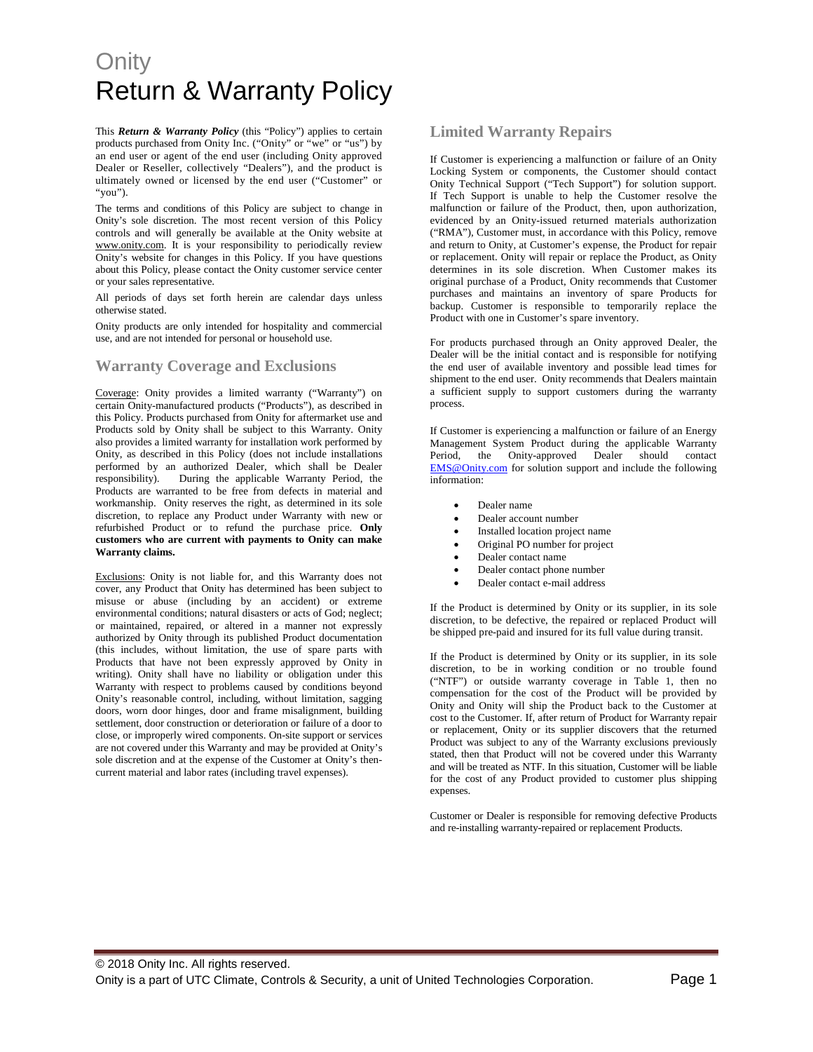# Onity
# Return & Warranty Policy

This ***Return & Warranty Policy*** (this "Policy") applies to certain products purchased from Onity Inc. ("Onity" or "we" or "us") by an end user or agent of the end user (including Onity approved Dealer or Reseller, collectively "Dealers"), and the product is ultimately owned or licensed by the end user ("Customer" or "you").

The terms and conditions of this Policy are subject to change in Onity's sole discretion. The most recent version of this Policy controls and will generally be available at the Onity website at www.onity.com. It is your responsibility to periodically review Onity's website for changes in this Policy. If you have questions about this Policy, please contact the Onity customer service center or your sales representative.

All periods of days set forth herein are calendar days unless otherwise stated.

Onity products are only intended for hospitality and commercial use, and are not intended for personal or household use.

## Warranty Coverage and Exclusions

Coverage: Onity provides a limited warranty ("Warranty") on certain Onity-manufactured products ("Products"), as described in this Policy. Products purchased from Onity for aftermarket use and Products sold by Onity shall be subject to this Warranty. Onity also provides a limited warranty for installation work performed by Onity, as described in this Policy (does not include installations performed by an authorized Dealer, which shall be Dealer responsibility). During the applicable Warranty Period, the Products are warranted to be free from defects in material and workmanship. Onity reserves the right, as determined in its sole discretion, to replace any Product under Warranty with new or refurbished Product or to refund the purchase price. **Only customers who are current with payments to Onity can make Warranty claims.**

Exclusions: Onity is not liable for, and this Warranty does not cover, any Product that Onity has determined has been subject to misuse or abuse (including by an accident) or extreme environmental conditions; natural disasters or acts of God; neglect; or maintained, repaired, or altered in a manner not expressly authorized by Onity through its published Product documentation (this includes, without limitation, the use of spare parts with Products that have not been expressly approved by Onity in writing). Onity shall have no liability or obligation under this Warranty with respect to problems caused by conditions beyond Onity's reasonable control, including, without limitation, sagging doors, worn door hinges, door and frame misalignment, building settlement, door construction or deterioration or failure of a door to close, or improperly wired components. On-site support or services are not covered under this Warranty and may be provided at Onity's sole discretion and at the expense of the Customer at Onity's then-current material and labor rates (including travel expenses).

## Limited Warranty Repairs

If Customer is experiencing a malfunction or failure of an Onity Locking System or components, the Customer should contact Onity Technical Support ("Tech Support") for solution support. If Tech Support is unable to help the Customer resolve the malfunction or failure of the Product, then, upon authorization, evidenced by an Onity-issued returned materials authorization ("RMA"), Customer must, in accordance with this Policy, remove and return to Onity, at Customer's expense, the Product for repair or replacement. Onity will repair or replace the Product, as Onity determines in its sole discretion. When Customer makes its original purchase of a Product, Onity recommends that Customer purchases and maintains an inventory of spare Products for backup. Customer is responsible to temporarily replace the Product with one in Customer's spare inventory.

For products purchased through an Onity approved Dealer, the Dealer will be the initial contact and is responsible for notifying the end user of available inventory and possible lead times for shipment to the end user. Onity recommends that Dealers maintain a sufficient supply to support customers during the warranty process.

If Customer is experiencing a malfunction or failure of an Energy Management System Product during the applicable Warranty Period, the Onity-approved Dealer should contact EMS@Onity.com for solution support and include the following information:

- Dealer name
- Dealer account number
- Installed location project name
- Original PO number for project
- Dealer contact name
- Dealer contact phone number
- Dealer contact e-mail address

If the Product is determined by Onity or its supplier, in its sole discretion, to be defective, the repaired or replaced Product will be shipped pre-paid and insured for its full value during transit.

If the Product is determined by Onity or its supplier, in its sole discretion, to be in working condition or no trouble found ("NTF") or outside warranty coverage in Table 1, then no compensation for the cost of the Product will be provided by Onity and Onity will ship the Product back to the Customer at cost to the Customer. If, after return of Product for Warranty repair or replacement, Onity or its supplier discovers that the returned Product was subject to any of the Warranty exclusions previously stated, then that Product will not be covered under this Warranty and will be treated as NTF. In this situation, Customer will be liable for the cost of any Product provided to customer plus shipping expenses.

Customer or Dealer is responsible for removing defective Products and re-installing warranty-repaired or replacement Products.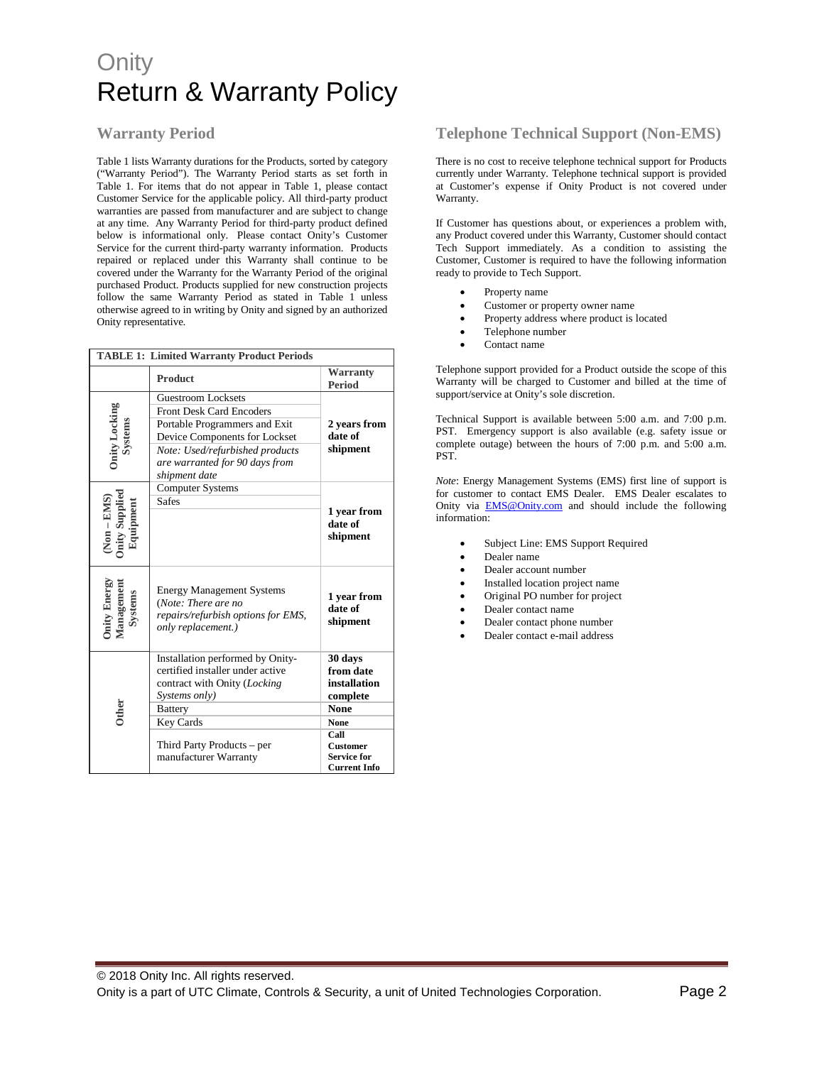# Onity
# Return & Warranty Policy

## Warranty Period

Table 1 lists Warranty durations for the Products, sorted by category ("Warranty Period"). The Warranty Period starts as set forth in Table 1. For items that do not appear in Table 1, please contact Customer Service for the applicable policy. All third-party product warranties are passed from manufacturer and are subject to change at any time. Any Warranty Period for third-party product defined below is informational only. Please contact Onity's Customer Service for the current third-party warranty information. Products repaired or replaced under this Warranty shall continue to be covered under the Warranty for the Warranty Period of the original purchased Product. Products supplied for new construction projects follow the same Warranty Period as stated in Table 1 unless otherwise agreed to in writing by Onity and signed by an authorized Onity representative.

**TABLE 1: Limited Warranty Product Periods**

| | Product | Warranty Period |
|---|---|---|
| **Onity Locking Systems** | Guestroom Locksets | **2 years from date of shipment** |
| | Front Desk Card Encoders | |
| | Portable Programmers and Exit Device Components for Lockset | |
| | *Note: Used/refurbished products are warranted for 90 days from shipment date* | |
| **(Non – EMS) Onity Supplied Equipment** | Computer Systems | **1 year from date of shipment** |
| | Safes | |
| **Onity Energy Management Systems** | Energy Management Systems (*Note: There are no repairs/refurbish options for EMS, only replacement.)* | **1 year from date of shipment** |
| **Other** | Installation performed by Onity-certified installer under active contract with Onity (*Locking Systems only)* | **30 days from date installation complete** |
| | Battery | **None** |
| | Key Cards | **None** |
| | Third Party Products – per manufacturer Warranty | **Call Customer Service for Current Info** |

## Telephone Technical Support (Non-EMS)

There is no cost to receive telephone technical support for Products currently under Warranty. Telephone technical support is provided at Customer's expense if Onity Product is not covered under Warranty.

If Customer has questions about, or experiences a problem with, any Product covered under this Warranty, Customer should contact Tech Support immediately. As a condition to assisting the Customer, Customer is required to have the following information ready to provide to Tech Support.

- Property name
- Customer or property owner name
- Property address where product is located
- Telephone number
- Contact name

Telephone support provided for a Product outside the scope of this Warranty will be charged to Customer and billed at the time of support/service at Onity's sole discretion.

Technical Support is available between 5:00 a.m. and 7:00 p.m. PST. Emergency support is also available (e.g. safety issue or complete outage) between the hours of 7:00 p.m. and 5:00 a.m. PST.

*Note*: Energy Management Systems (EMS) first line of support is for customer to contact EMS Dealer. EMS Dealer escalates to Onity via EMS@Onity.com and should include the following information:

- Subject Line: EMS Support Required
- Dealer name
- Dealer account number
- Installed location project name
- Original PO number for project
- Dealer contact name
- Dealer contact phone number
- Dealer contact e-mail address

© 2018 Onity Inc. All rights reserved.
Onity is a part of UTC Climate, Controls & Security, a unit of United Technologies Corporation.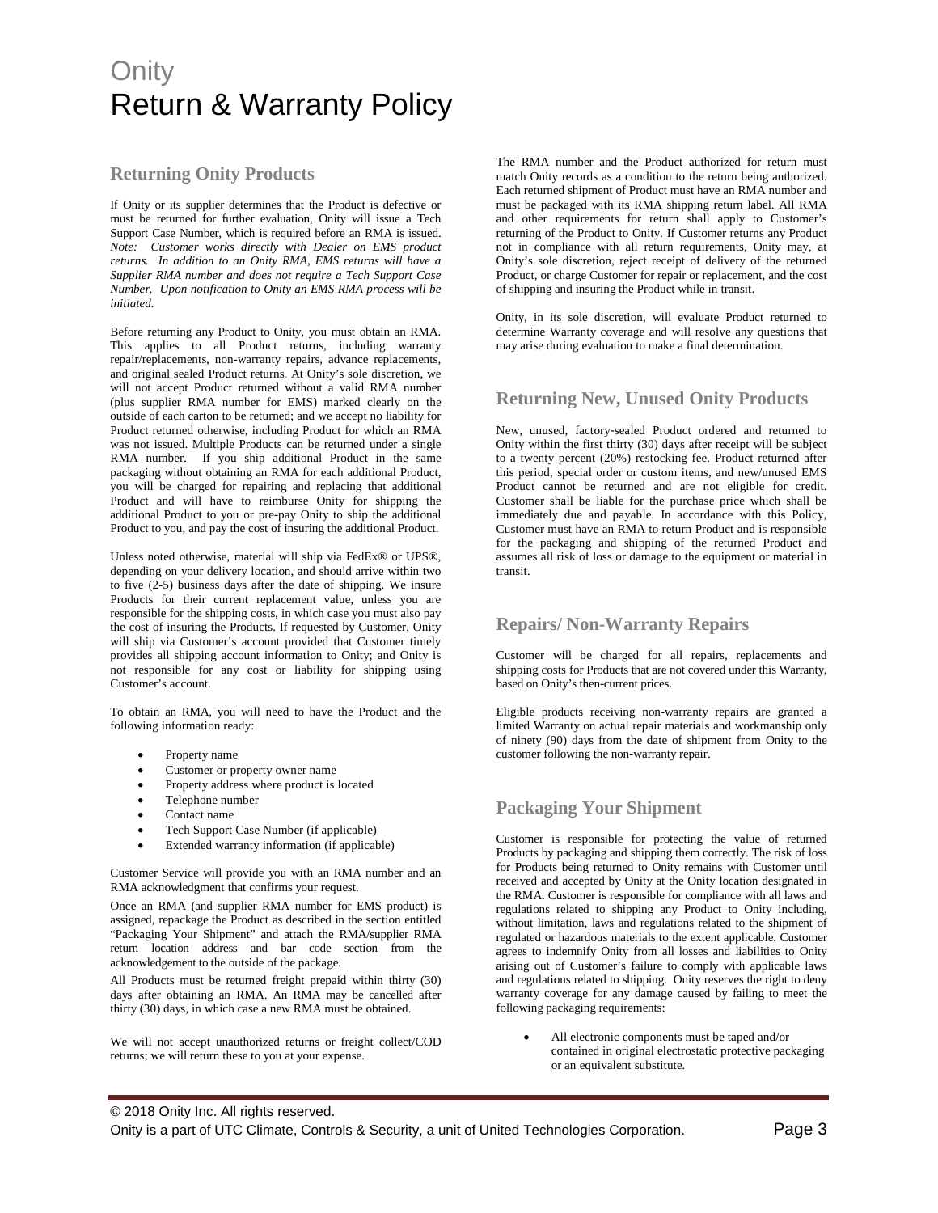# Onity
# Return & Warranty Policy

## Returning Onity Products

If Onity or its supplier determines that the Product is defective or must be returned for further evaluation, Onity will issue a Tech Support Case Number, which is required before an RMA is issued. *Note: Customer works directly with Dealer on EMS product returns. In addition to an Onity RMA, EMS returns will have a Supplier RMA number and does not require a Tech Support Case Number. Upon notification to Onity an EMS RMA process will be initiated.*

Before returning any Product to Onity, you must obtain an RMA. This applies to all Product returns, including warranty repair/replacements, non-warranty repairs, advance replacements, and original sealed Product returns. At Onity's sole discretion, we will not accept Product returned without a valid RMA number (plus supplier RMA number for EMS) marked clearly on the outside of each carton to be returned; and we accept no liability for Product returned otherwise, including Product for which an RMA was not issued. Multiple Products can be returned under a single RMA number. If you ship additional Product in the same packaging without obtaining an RMA for each additional Product, you will be charged for repairing and replacing that additional Product and will have to reimburse Onity for shipping the additional Product to you or pre-pay Onity to ship the additional Product to you, and pay the cost of insuring the additional Product.

Unless noted otherwise, material will ship via FedEx® or UPS®, depending on your delivery location, and should arrive within two to five (2-5) business days after the date of shipping. We insure Products for their current replacement value, unless you are responsible for the shipping costs, in which case you must also pay the cost of insuring the Products. If requested by Customer, Onity will ship via Customer's account provided that Customer timely provides all shipping account information to Onity; and Onity is not responsible for any cost or liability for shipping using Customer's account.

To obtain an RMA, you will need to have the Product and the following information ready:

- Property name
- Customer or property owner name
- Property address where product is located
- Telephone number
- Contact name
- Tech Support Case Number (if applicable)
- Extended warranty information (if applicable)

Customer Service will provide you with an RMA number and an RMA acknowledgment that confirms your request.

Once an RMA (and supplier RMA number for EMS product) is assigned, repackage the Product as described in the section entitled "Packaging Your Shipment" and attach the RMA/supplier RMA return location address and bar code section from the acknowledgement to the outside of the package.

All Products must be returned freight prepaid within thirty (30) days after obtaining an RMA. An RMA may be cancelled after thirty (30) days, in which case a new RMA must be obtained.

We will not accept unauthorized returns or freight collect/COD returns; we will return these to you at your expense.

The RMA number and the Product authorized for return must match Onity records as a condition to the return being authorized. Each returned shipment of Product must have an RMA number and must be packaged with its RMA shipping return label. All RMA and other requirements for return shall apply to Customer's returning of the Product to Onity. If Customer returns any Product not in compliance with all return requirements, Onity may, at Onity's sole discretion, reject receipt of delivery of the returned Product, or charge Customer for repair or replacement, and the cost of shipping and insuring the Product while in transit.

Onity, in its sole discretion, will evaluate Product returned to determine Warranty coverage and will resolve any questions that may arise during evaluation to make a final determination.

## Returning New, Unused Onity Products

New, unused, factory-sealed Product ordered and returned to Onity within the first thirty (30) days after receipt will be subject to a twenty percent (20%) restocking fee. Product returned after this period, special order or custom items, and new/unused EMS Product cannot be returned and are not eligible for credit. Customer shall be liable for the purchase price which shall be immediately due and payable. In accordance with this Policy, Customer must have an RMA to return Product and is responsible for the packaging and shipping of the returned Product and assumes all risk of loss or damage to the equipment or material in transit.

## Repairs/ Non-Warranty Repairs

Customer will be charged for all repairs, replacements and shipping costs for Products that are not covered under this Warranty, based on Onity's then-current prices.

Eligible products receiving non-warranty repairs are granted a limited Warranty on actual repair materials and workmanship only of ninety (90) days from the date of shipment from Onity to the customer following the non-warranty repair.

## Packaging Your Shipment

Customer is responsible for protecting the value of returned Products by packaging and shipping them correctly. The risk of loss for Products being returned to Onity remains with Customer until received and accepted by Onity at the Onity location designated in the RMA. Customer is responsible for compliance with all laws and regulations related to shipping any Product to Onity including, without limitation, laws and regulations related to the shipment of regulated or hazardous materials to the extent applicable. Customer agrees to indemnify Onity from all losses and liabilities to Onity arising out of Customer's failure to comply with applicable laws and regulations related to shipping. Onity reserves the right to deny warranty coverage for any damage caused by failing to meet the following packaging requirements:

- All electronic components must be taped and/or contained in original electrostatic protective packaging or an equivalent substitute.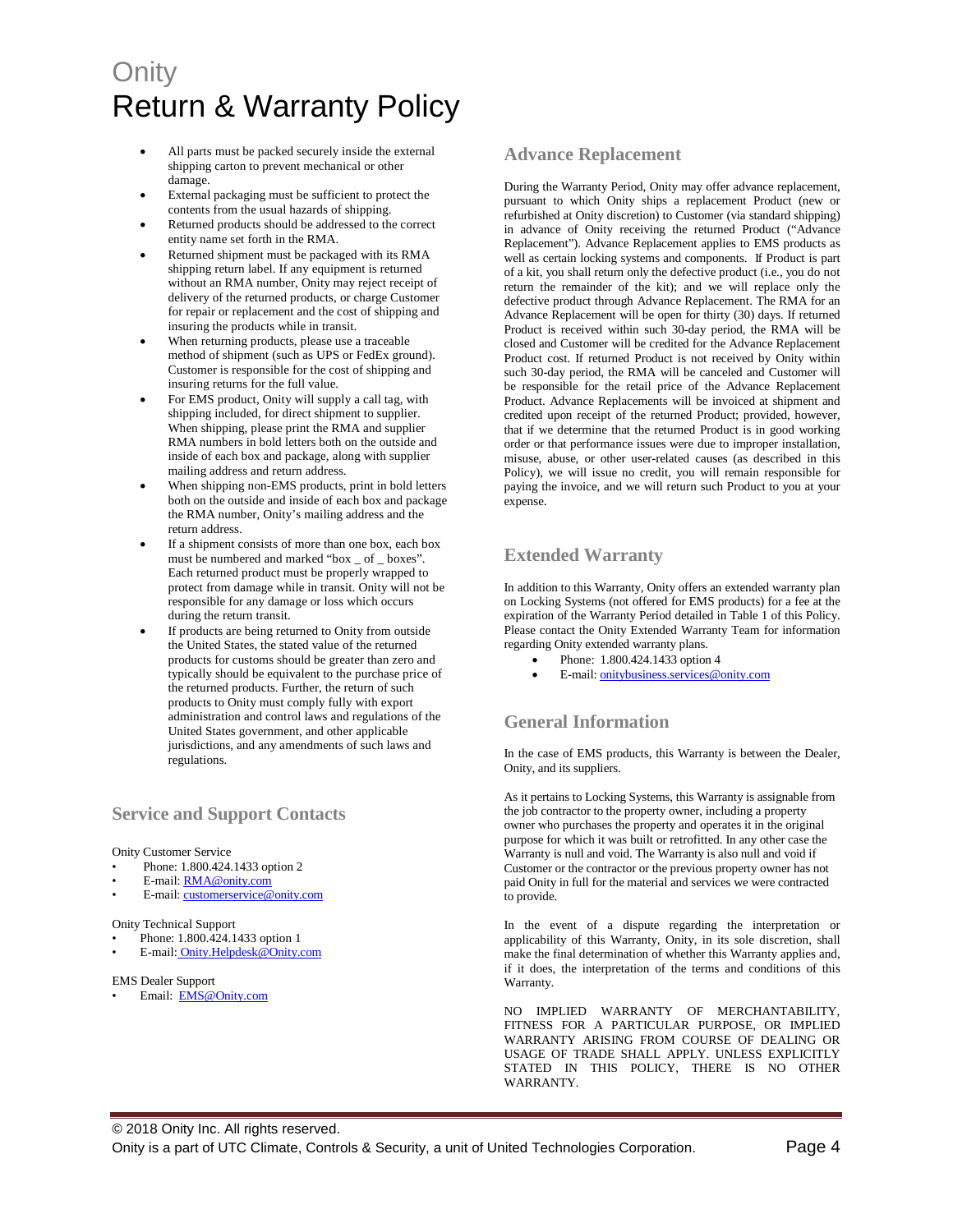- All parts must be packed securely inside the external shipping carton to prevent mechanical or other damage.
- External packaging must be sufficient to protect the contents from the usual hazards of shipping.
- Returned products should be addressed to the correct entity name set forth in the RMA.
- Returned shipment must be packaged with its RMA shipping return label. If any equipment is returned without an RMA number, Onity may reject receipt of delivery of the returned products, or charge Customer for repair or replacement and the cost of shipping and insuring the products while in transit.
- When returning products, please use a traceable method of shipment (such as UPS or FedEx ground). Customer is responsible for the cost of shipping and insuring returns for the full value.
- For EMS product, Onity will supply a call tag, with shipping included, for direct shipment to supplier. When shipping, please print the RMA and supplier RMA numbers in bold letters both on the outside and inside of each box and package, along with supplier mailing address and return address.
- When shipping non-EMS products, print in bold letters both on the outside and inside of each box and package the RMA number, Onity's mailing address and the return address.
- If a shipment consists of more than one box, each box must be numbered and marked "box _ of _ boxes". Each returned product must be properly wrapped to protect from damage while in transit. Onity will not be responsible for any damage or loss which occurs during the return transit.
- If products are being returned to Onity from outside the United States, the stated value of the returned products for customs should be greater than zero and typically should be equivalent to the purchase price of the returned products. Further, the return of such products to Onity must comply fully with export administration and control laws and regulations of the United States government, and other applicable jurisdictions, and any amendments of such laws and regulations.

## Service and Support Contacts

Onity Customer Service

- Phone: 1.800.424.1433 option 2
- E-mail: RMA@onity.com
- E-mail: customerservice@onity.com

Onity Technical Support

- Phone: 1.800.424.1433 option 1
- E-mail: Onity.Helpdesk@Onity.com

EMS Dealer Support

- Email: EMS@Onity.com

## Advance Replacement

During the Warranty Period, Onity may offer advance replacement, pursuant to which Onity ships a replacement Product (new or refurbished at Onity discretion) to Customer (via standard shipping) in advance of Onity receiving the returned Product ("Advance Replacement"). Advance Replacement applies to EMS products as well as certain locking systems and components. If Product is part of a kit, you shall return only the defective product (i.e., you do not return the remainder of the kit); and we will replace only the defective product through Advance Replacement. The RMA for an Advance Replacement will be open for thirty (30) days. If returned Product is received within such 30-day period, the RMA will be closed and Customer will be credited for the Advance Replacement Product cost. If returned Product is not received by Onity within such 30-day period, the RMA will be canceled and Customer will be responsible for the retail price of the Advance Replacement Product. Advance Replacements will be invoiced at shipment and credited upon receipt of the returned Product; provided, however, that if we determine that the returned Product is in good working order or that performance issues were due to improper installation, misuse, abuse, or other user-related causes (as described in this Policy), we will issue no credit, you will remain responsible for paying the invoice, and we will return such Product to you at your expense.

## Extended Warranty

In addition to this Warranty, Onity offers an extended warranty plan on Locking Systems (not offered for EMS products) for a fee at the expiration of the Warranty Period detailed in Table 1 of this Policy. Please contact the Onity Extended Warranty Team for information regarding Onity extended warranty plans.

- Phone: 1.800.424.1433 option 4
- E-mail: onitybusiness.services@onity.com

## General Information

In the case of EMS products, this Warranty is between the Dealer, Onity, and its suppliers.

As it pertains to Locking Systems, this Warranty is assignable from the job contractor to the property owner, including a property owner who purchases the property and operates it in the original purpose for which it was built or retrofitted. In any other case the Warranty is null and void. The Warranty is also null and void if Customer or the contractor or the previous property owner has not paid Onity in full for the material and services we were contracted to provide.

In the event of a dispute regarding the interpretation or applicability of this Warranty, Onity, in its sole discretion, shall make the final determination of whether this Warranty applies and, if it does, the interpretation of the terms and conditions of this Warranty.

NO IMPLIED WARRANTY OF MERCHANTABILITY, FITNESS FOR A PARTICULAR PURPOSE, OR IMPLIED WARRANTY ARISING FROM COURSE OF DEALING OR USAGE OF TRADE SHALL APPLY. UNLESS EXPLICITLY STATED IN THIS POLICY, THERE IS NO OTHER WARRANTY.

© 2018 Onity Inc. All rights reserved.
Onity is a part of UTC Climate, Controls & Security, a unit of United Technologies Corporation.